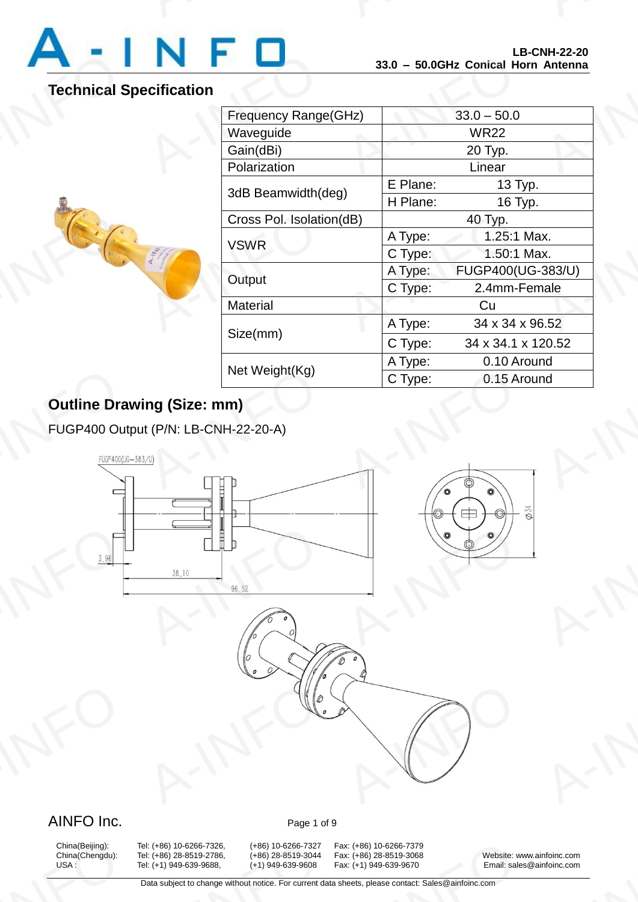# Technical Specification

| Parameter | | Value |
|---|---|---|
| Frequency Range(GHz) | | 33.0 – 50.0 |
| Waveguide | | WR22 |
| Gain(dBi) | | 20 Typ. |
| Polarization | | Linear |
| 3dB Beamwidth(deg) | E Plane: | 13 Typ. |
| | H Plane: | 16 Typ. |
| Cross Pol. Isolation(dB) | | 40 Typ. |
| VSWR | A Type: | 1.25:1 Max. |
| | C Type: | 1.50:1 Max. |
| Output | A Type: | FUGP400(UG-383/U) |
| | C Type: | 2.4mm-Female |
| Material | | Cu |
| Size(mm) | A Type: | 34 x 34 x 96.52 |
| | C Type: | 34 x 34.1 x 120.52 |
| Net Weight(Kg) | A Type: | 0.10 Around |
| | C Type: | 0.15 Around |

## Outline Drawing (Size: mm)

FUGP400 Output (P/N: LB-CNH-22-20-A)

FUGP400(UG-383/U)

3.96

38.10

96.52

Ø34

AINFO Inc.

China(Beijing): Tel: (+86) 10-6266-7326, (+86) 10-6266-7327 Fax: (+86) 10-6266-7379
China(Chengdu): Tel: (+86) 28-8519-2786, (+86) 28-8519-3044 Fax: (+86) 28-8519-3068
USA : Tel: (+1) 949-639-9688, (+1) 949-639-9608 Fax: (+1) 949-639-9670

Website: www.ainfoinc.com
Email: sales@ainfoinc.com

Data subject to change without notice. For current data sheets, please contact: Sales@ainfoinc.com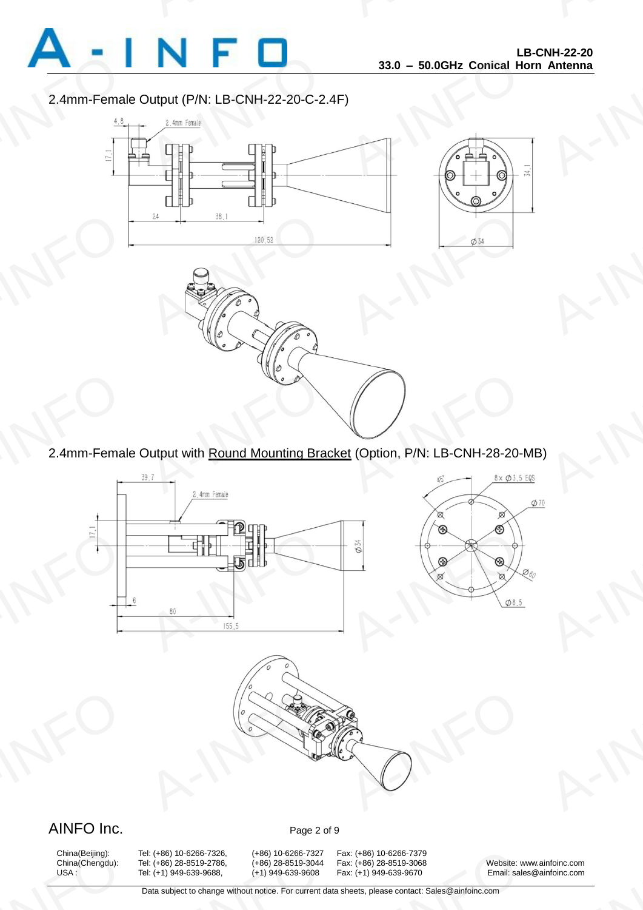2.4mm-Female Output (P/N: LB-CNH-22-20-C-2.4F)

2.4mm-Female Output with Round Mounting Bracket (Option, P/N: LB-CNH-28-20-MB)

AINFO Inc.

| China(Beijing): | Tel: (+86) 10-6266-7326, | (+86) 10-6266-7327 | Fax: (+86) 10-6266-7379 | |
|---|---|---|---|---|
| China(Chengdu): | Tel: (+86) 28-8519-2786, | (+86) 28-8519-3044 | Fax: (+86) 28-8519-3068 | Website: www.ainfoinc.com |
| USA : | Tel: (+1) 949-639-9688, | (+1) 949-639-9608 | Fax: (+1) 949-639-9670 | Email: sales@ainfoinc.com |

Data subject to change without notice. For current data sheets, please contact: Sales@ainfoinc.com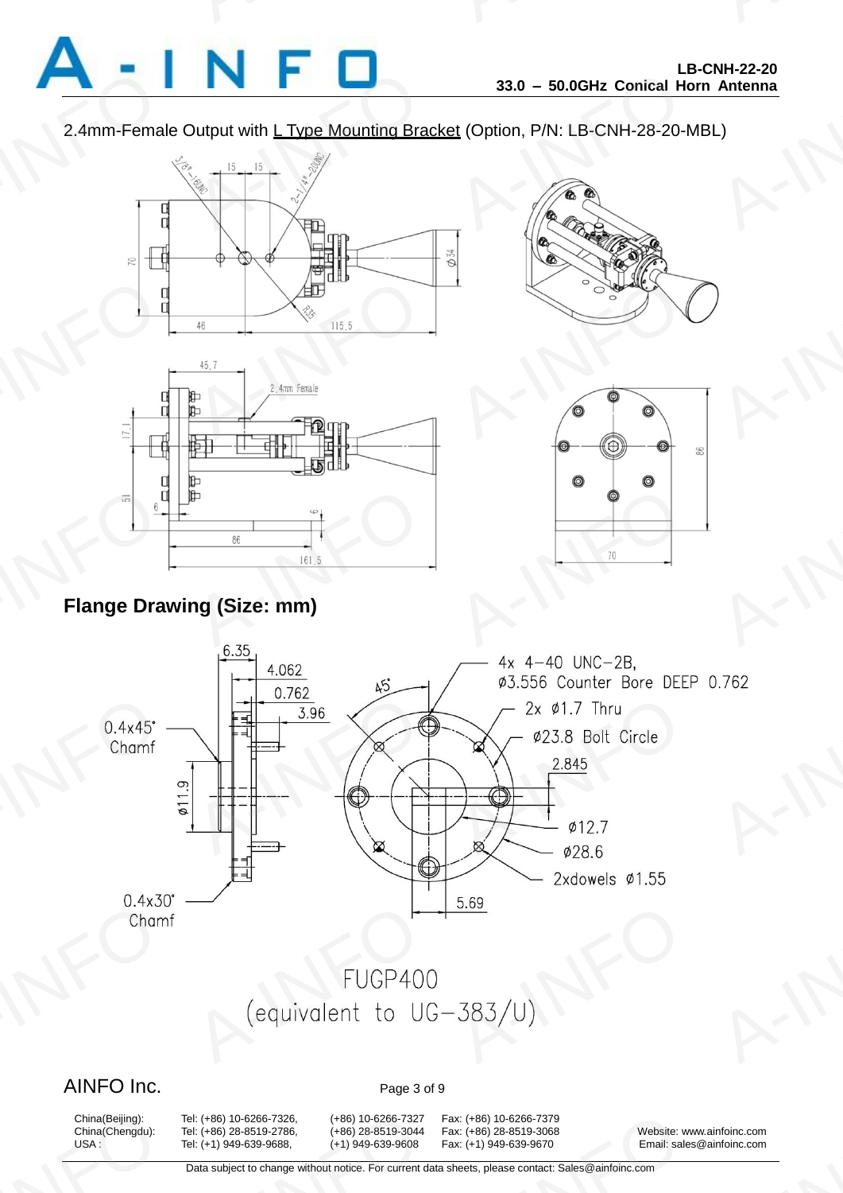2.4mm-Female Output with L Type Mounting Bracket (Option, P/N: LB-CNH-28-20-MBL)

## Flange Drawing (Size: mm)

4x 4-40 UNC-2B, ø3.556 Counter Bore DEEP 0.762

2x ø1.7 Thru

ø23.8 Bolt Circle

2xdowels ø1.55

0.4x45° Chamf

0.4x30° Chamf

FUGP400 (equivalent to UG-383/U)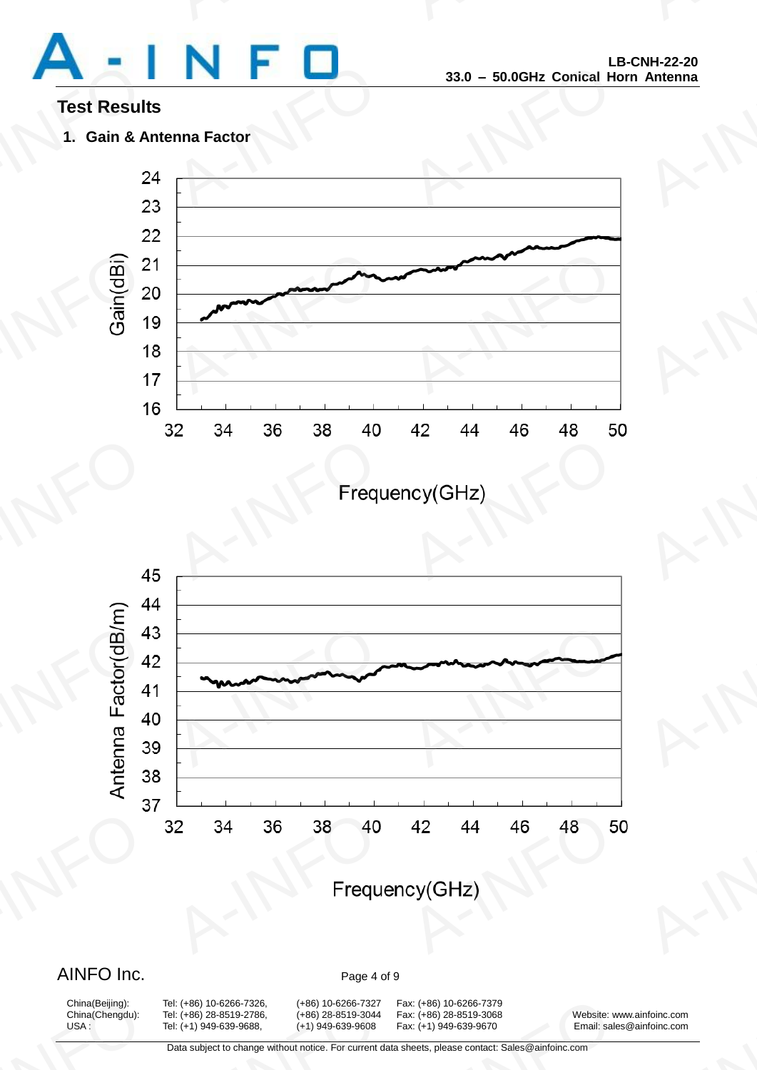## Test Results

### 1. Gain & Antenna Factor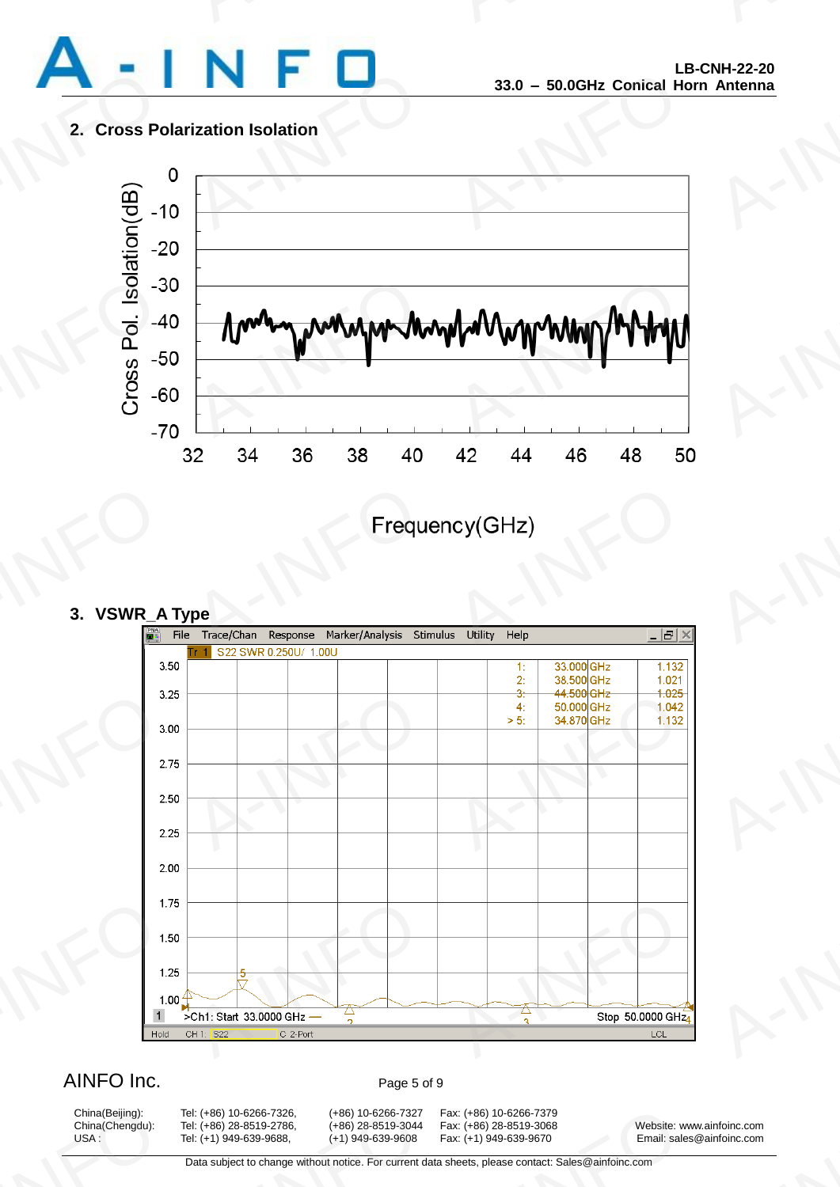## 2. Cross Polarization Isolation

Cross Pol. Isolation(dB)

0
-10
-20
-30
-40
-50
-60
-70

32 34 36 38 40 42 44 46 48 50

Frequency(GHz)

## 3. VSWR_A Type

File Trace/Chan Response Marker/Analysis Stimulus Utility Help

Tr 1 S22 SWR 0.250U/ 1.00U

| Marker | Frequency | Value |
|---|---|---|
| 1: | 33.000 GHz | 1.132 |
| 2: | 38.500 GHz | 1.021 |
| 3: | 44.500 GHz | 1.025 |
| 4: | 50.000 GHz | 1.042 |
| > 5: | 34.870 GHz | 1.132 |

3.50
3.25
3.00
2.75
2.50
2.25
2.00
1.75
1.50
1.25
1.00

>Ch1: Start 33.0000 GHz — Stop 50.0000 GHz

Hold CH 1: S22 C 2-Port LCL

AINFO Inc.

| | | | |
|---|---|---|---|
| China(Beijing): | Tel: (+86) 10-6266-7326, | (+86) 10-6266-7327 | Fax: (+86) 10-6266-7379 |
| China(Chengdu): | Tel: (+86) 28-8519-2786, | (+86) 28-8519-3044 | Fax: (+86) 28-8519-3068 |
| USA : | Tel: (+1) 949-639-9688, | (+1) 949-639-9608 | Fax: (+1) 949-639-9670 |

Website: www.ainfoinc.com
Email: sales@ainfoinc.com

Data subject to change without notice. For current data sheets, please contact: Sales@ainfoinc.com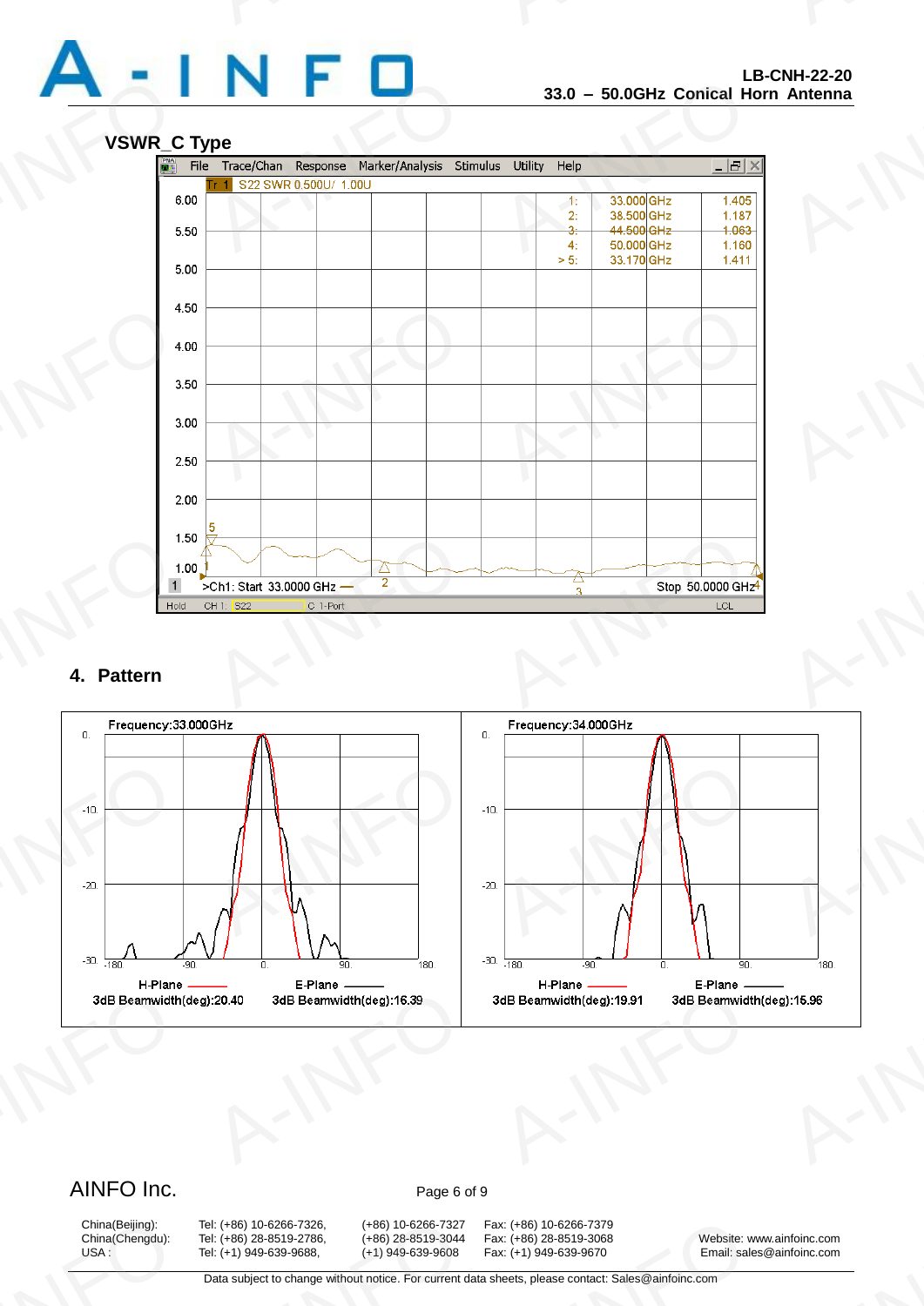## VSWR_C Type

| Marker | Frequency | VSWR |
|---|---|---|
| 1: | 33.000 GHz | 1.405 |
| 2: | 38.500 GHz | 1.187 |
| 3: | 44.500 GHz | 1.063 |
| 4: | 50.000 GHz | 1.160 |
| > 5: | 33.170 GHz | 1.411 |

Tr 1 S22 SWR 0.500U/ 1.00U

>Ch1: Start 33.0000 GHz — Stop 50.0000 GHz

## 4. Pattern

Frequency:33.000GHz

H-Plane 3dB Beamwidth(deg):20.40 E-Plane 3dB Beamwidth(deg):16.39

Frequency:34.000GHz

H-Plane 3dB Beamwidth(deg):19.91 E-Plane 3dB Beamwidth(deg):16.96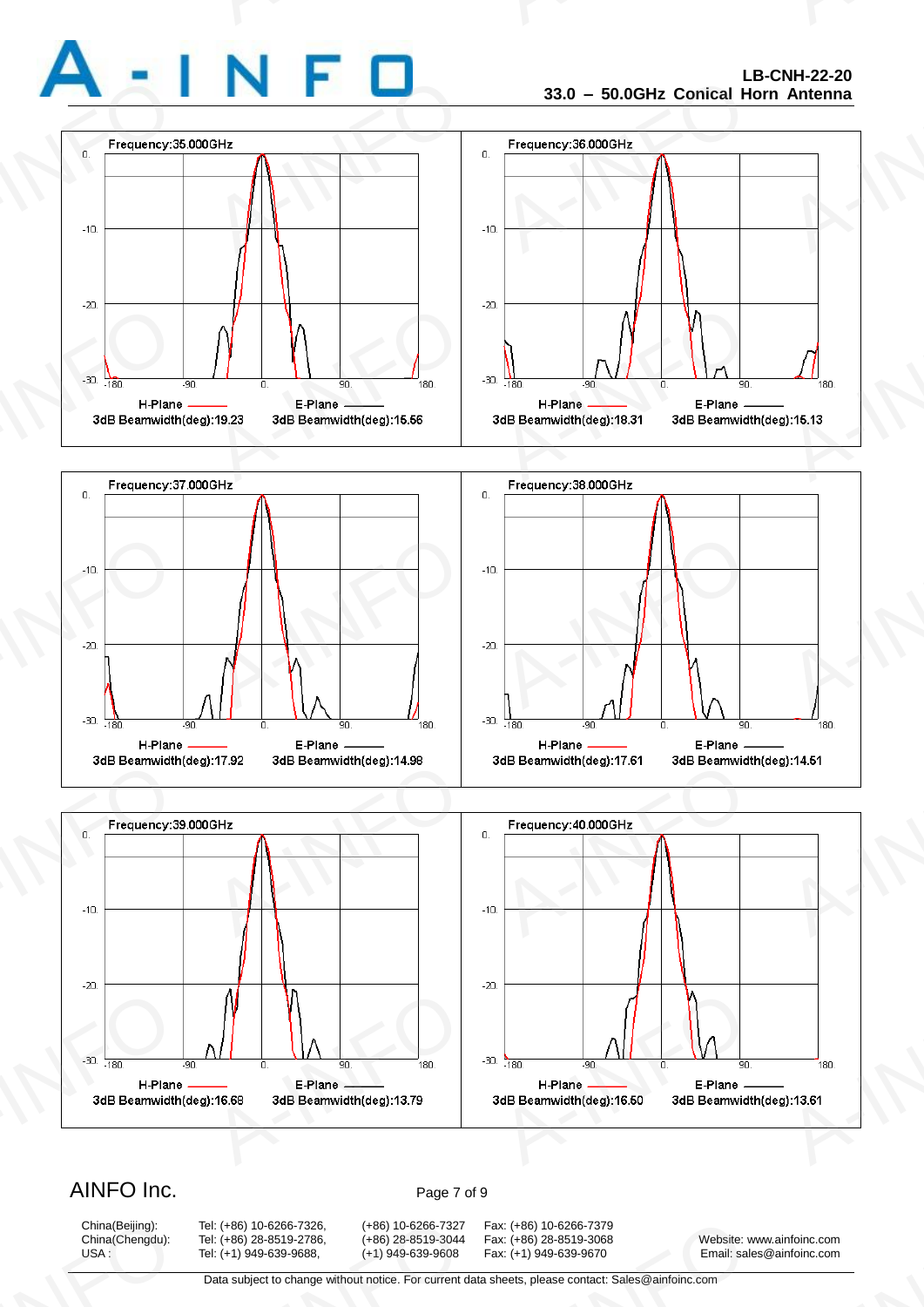Frequency:35.000GHz

H-Plane 3dB Beamwidth(deg):19.23 | E-Plane 3dB Beamwidth(deg):15.56

Frequency:36.000GHz

H-Plane 3dB Beamwidth(deg):18.31 | E-Plane 3dB Beamwidth(deg):15.13

Frequency:37.000GHz

H-Plane 3dB Beamwidth(deg):17.92 | E-Plane 3dB Beamwidth(deg):14.98

Frequency:38.000GHz

H-Plane 3dB Beamwidth(deg):17.61 | E-Plane 3dB Beamwidth(deg):14.51

Frequency:39.000GHz

H-Plane 3dB Beamwidth(deg):16.68 | E-Plane 3dB Beamwidth(deg):13.79

Frequency:40.000GHz

H-Plane 3dB Beamwidth(deg):16.50 | E-Plane 3dB Beamwidth(deg):13.61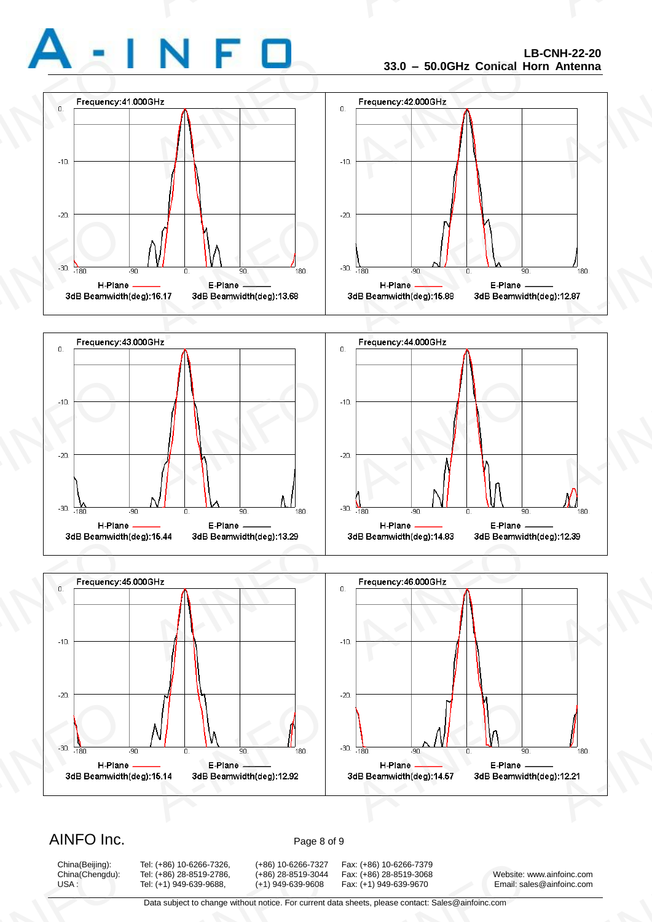Frequency:41.000GHz

H-Plane 3dB Beamwidth(deg):16.17 | E-Plane 3dB Beamwidth(deg):13.68

Frequency:42.000GHz

H-Plane 3dB Beamwidth(deg):15.88 | E-Plane 3dB Beamwidth(deg):12.87

Frequency:43.000GHz

H-Plane 3dB Beamwidth(deg):15.44 | E-Plane 3dB Beamwidth(deg):13.29

Frequency:44.000GHz

H-Plane 3dB Beamwidth(deg):14.83 | E-Plane 3dB Beamwidth(deg):12.39

Frequency:45.000GHz

H-Plane 3dB Beamwidth(deg):15.14 | E-Plane 3dB Beamwidth(deg):12.92

Frequency:46.000GHz

H-Plane 3dB Beamwidth(deg):14.57 | E-Plane 3dB Beamwidth(deg):12.21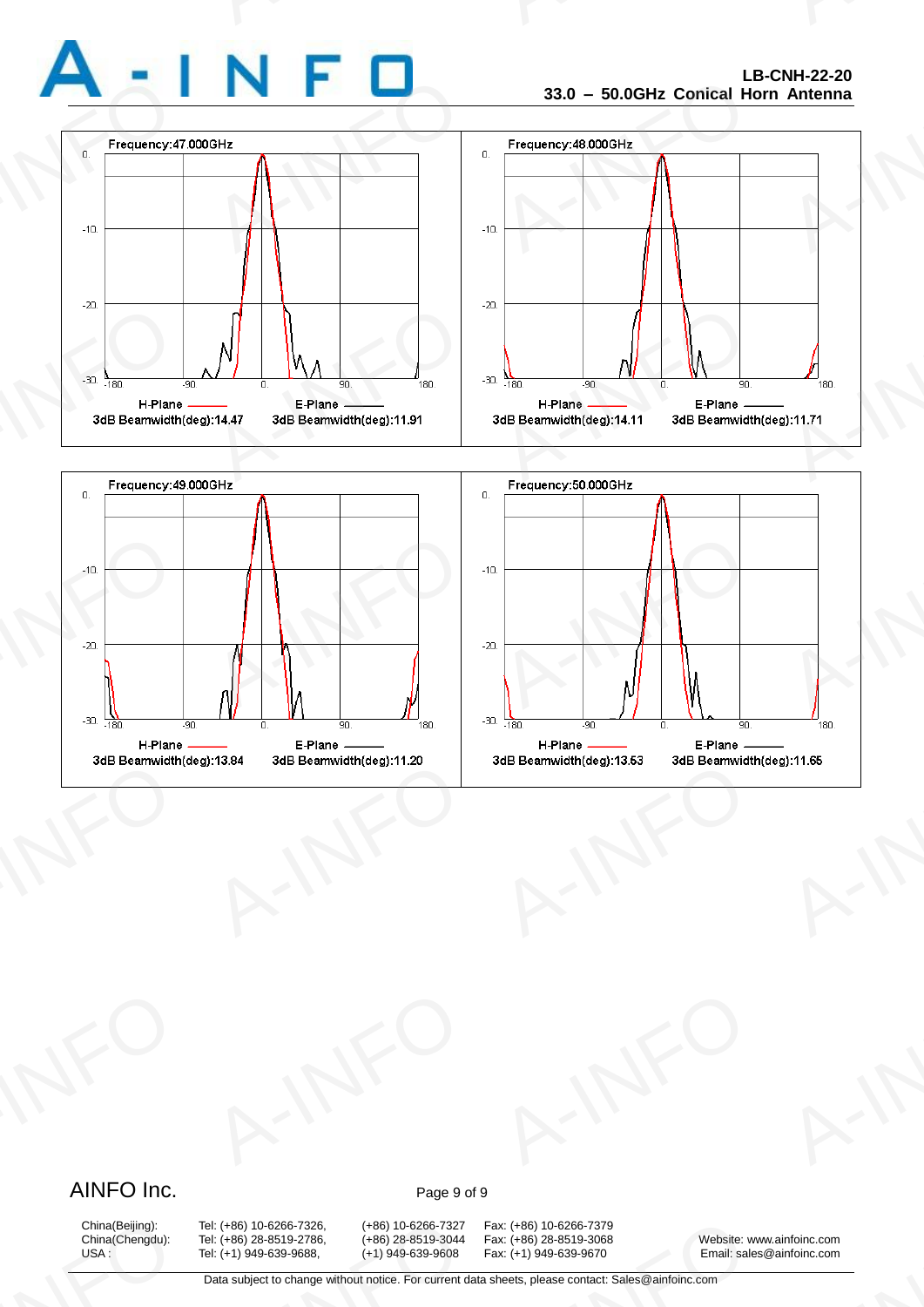Frequency:47.000GHz

0.
-10.
-20.
-30.
-180 -90 0. 90. 180

H-Plane
3dB Beamwidth(deg):14.47
E-Plane
3dB Beamwidth(deg):11.91

Frequency:48.000GHz

0.
-10.
-20.
-30.
-180 -90 0. 90. 180

H-Plane
3dB Beamwidth(deg):14.11
E-Plane
3dB Beamwidth(deg):11.71

Frequency:49.000GHz

0.
-10.
-20.
-30.
-180 -90 0. 90. 180

H-Plane
3dB Beamwidth(deg):13.84
E-Plane
3dB Beamwidth(deg):11.20

Frequency:50.000GHz

0.
-10.
-20.
-30.
-180 -90 0. 90. 180

H-Plane
3dB Beamwidth(deg):13.53
E-Plane
3dB Beamwidth(deg):11.65

AINFO Inc.

China(Beijing): Tel: (+86) 10-6266-7326, (+86) 10-6266-7327 Fax: (+86) 10-6266-7379
China(Chengdu): Tel: (+86) 28-8519-2786, (+86) 28-8519-3044 Fax: (+86) 28-8519-3068
USA : Tel: (+1) 949-639-9688, (+1) 949-639-9608 Fax: (+1) 949-639-9670

Website: www.ainfoinc.com
Email: sales@ainfoinc.com

Data subject to change without notice. For current data sheets, please contact: Sales@ainfoinc.com